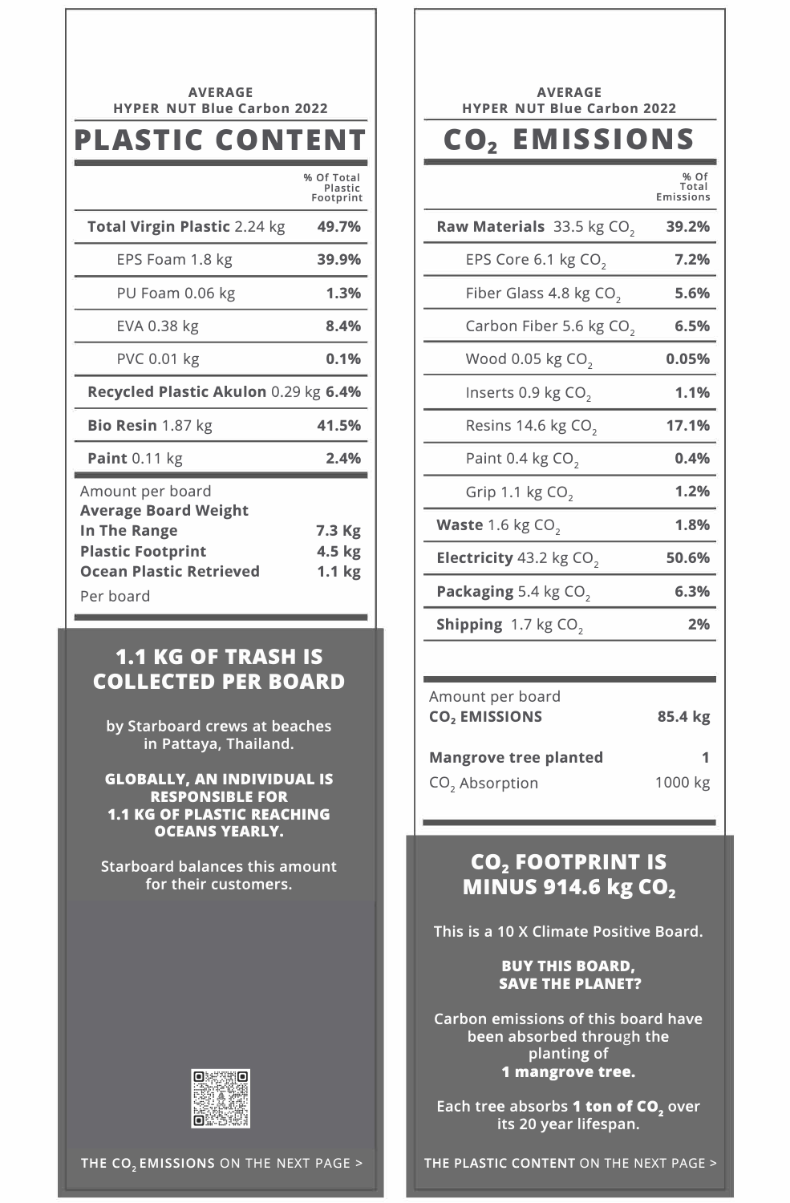AVERAGE
HYPER NUT Blue Carbon 2022

# PLASTIC CONTENT

| | % Of Total Plastic Footprint |
|---|---|
| **Total Virgin Plastic** 2.24 kg | **49.7%** |
| EPS Foam 1.8 kg | **39.9%** |
| PU Foam 0.06 kg | **1.3%** |
| EVA 0.38 kg | **8.4%** |
| PVC 0.01 kg | **0.1%** |
| **Recycled Plastic Akulon** 0.29 kg | **6.4%** |
| **Bio Resin** 1.87 kg | **41.5%** |
| **Paint** 0.11 kg | **2.4%** |

Amount per board

| | |
|---|---|
| **Average Board Weight In The Range** | **7.3 Kg** |
| **Plastic Footprint** | **4.5 kg** |
| **Ocean Plastic Retrieved** | **1.1 kg** |

Per board

## 1.1 KG OF TRASH IS COLLECTED PER BOARD

by Starboard crews at beaches in Pattaya, Thailand.

**GLOBALLY, AN INDIVIDUAL IS RESPONSIBLE FOR 1.1 KG OF PLASTIC REACHING OCEANS YEARLY.**

Starboard balances this amount for their customers.

**THE $CO_2$ EMISSIONS** ON THE NEXT PAGE >

AVERAGE
HYPER NUT Blue Carbon 2022

# $CO_2$ EMISSIONS

| | % Of Total Emissions |
|---|---|
| **Raw Materials** 33.5 kg $CO_2$ | **39.2%** |
| EPS Core 6.1 kg $CO_2$ | **7.2%** |
| Fiber Glass 4.8 kg $CO_2$ | **5.6%** |
| Carbon Fiber 5.6 kg $CO_2$ | **6.5%** |
| Wood 0.05 kg $CO_2$ | **0.05%** |
| Inserts 0.9 kg $CO_2$ | **1.1%** |
| Resins 14.6 kg $CO_2$ | **17.1%** |
| Paint 0.4 kg $CO_2$ | **0.4%** |
| Grip 1.1 kg $CO_2$ | **1.2%** |
| **Waste** 1.6 kg $CO_2$ | **1.8%** |
| **Electricity** 43.2 kg $CO_2$ | **50.6%** |
| **Packaging** 5.4 kg $CO_2$ | **6.3%** |
| **Shipping** 1.7 kg $CO_2$ | **2%** |

Amount per board

| | |
|---|---|
| **$CO_2$ EMISSIONS** | **85.4 kg** |
| **Mangrove tree planted** | **1** |
| $CO_2$ Absorption | 1000 kg |

## $CO_2$ FOOTPRINT IS MINUS 914.6 kg $CO_2$

This is a 10 X Climate Positive Board.

**BUY THIS BOARD, SAVE THE PLANET?**

Carbon emissions of this board have been absorbed through the planting of **1 mangrove tree.**

Each tree absorbs **1 ton of $CO_2$** over its 20 year lifespan.

**THE PLASTIC CONTENT** ON THE NEXT PAGE >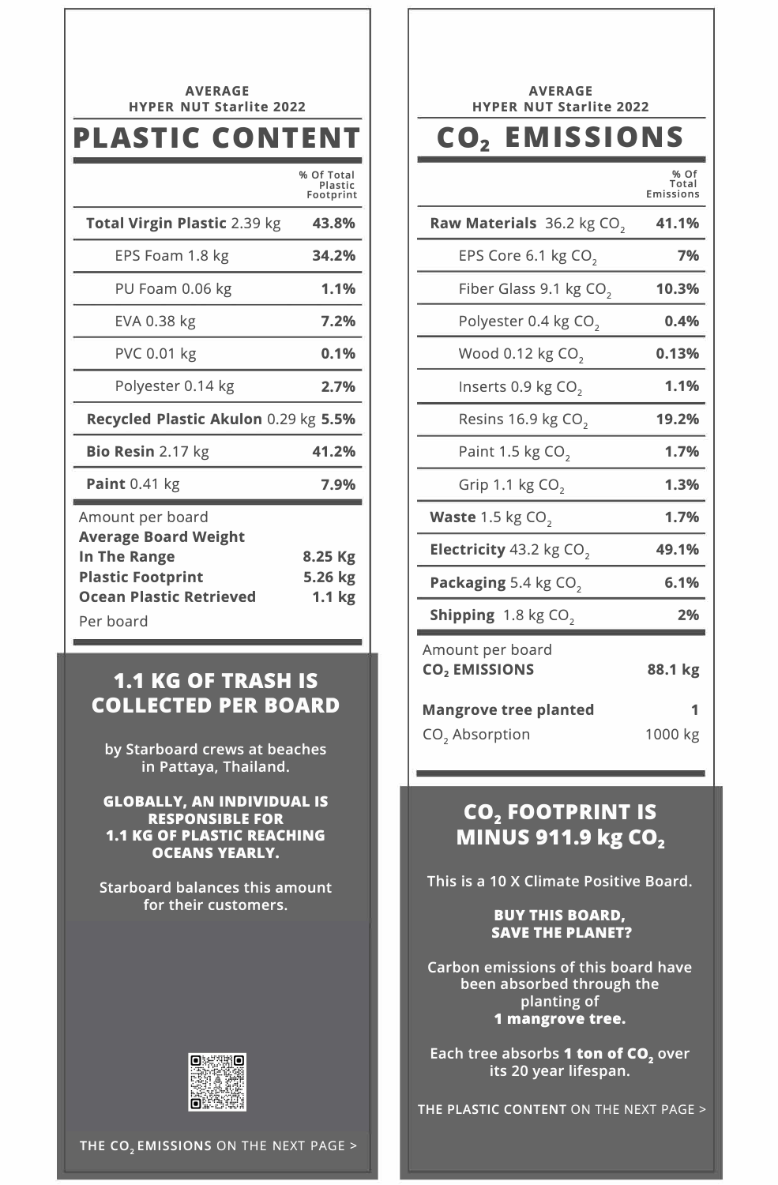AVERAGE
HYPER NUT Starlite 2022

# PLASTIC CONTENT

| | % Of Total Plastic Footprint |
|---|---|
| **Total Virgin Plastic** 2.39 kg | **43.8%** |
| EPS Foam 1.8 kg | **34.2%** |
| PU Foam 0.06 kg | **1.1%** |
| EVA 0.38 kg | **7.2%** |
| PVC 0.01 kg | **0.1%** |
| Polyester 0.14 kg | **2.7%** |
| **Recycled Plastic Akulon** 0.29 kg | **5.5%** |
| **Bio Resin** 2.17 kg | **41.2%** |
| **Paint** 0.41 kg | **7.9%** |

Amount per board

| | |
|---|---|
| **Average Board Weight In The Range** | **8.25 Kg** |
| **Plastic Footprint** | **5.26 kg** |
| **Ocean Plastic Retrieved** | **1.1 kg** |

Per board

## 1.1 KG OF TRASH IS COLLECTED PER BOARD

by Starboard crews at beaches in Pattaya, Thailand.

**GLOBALLY, AN INDIVIDUAL IS RESPONSIBLE FOR 1.1 KG OF PLASTIC REACHING OCEANS YEARLY.**

Starboard balances this amount for their customers.

**THE $CO_2$ EMISSIONS** ON THE NEXT PAGE >

AVERAGE
HYPER NUT Starlite 2022

# $CO_2$ EMISSIONS

| | % Of Total Emissions |
|---|---|
| **Raw Materials** 36.2 kg $CO_2$ | **41.1%** |
| EPS Core 6.1 kg $CO_2$ | **7%** |
| Fiber Glass 9.1 kg $CO_2$ | **10.3%** |
| Polyester 0.4 kg $CO_2$ | **0.4%** |
| Wood 0.12 kg $CO_2$ | **0.13%** |
| Inserts 0.9 kg $CO_2$ | **1.1%** |
| Resins 16.9 kg $CO_2$ | **19.2%** |
| Paint 1.5 kg $CO_2$ | **1.7%** |
| Grip 1.1 kg $CO_2$ | **1.3%** |
| **Waste** 1.5 kg $CO_2$ | **1.7%** |
| **Electricity** 43.2 kg $CO_2$ | **49.1%** |
| **Packaging** 5.4 kg $CO_2$ | **6.1%** |
| **Shipping** 1.8 kg $CO_2$ | **2%** |

Amount per board

| | |
|---|---|
| **$CO_2$ EMISSIONS** | **88.1 kg** |
| **Mangrove tree planted** | **1** |
| $CO_2$ Absorption | 1000 kg |

## $CO_2$ FOOTPRINT IS MINUS 911.9 kg $CO_2$

This is a 10 X Climate Positive Board.

**BUY THIS BOARD, SAVE THE PLANET?**

Carbon emissions of this board have been absorbed through the planting of **1 mangrove tree.**

Each tree absorbs **1 ton of $CO_2$** over its 20 year lifespan.

**THE PLASTIC CONTENT** ON THE NEXT PAGE >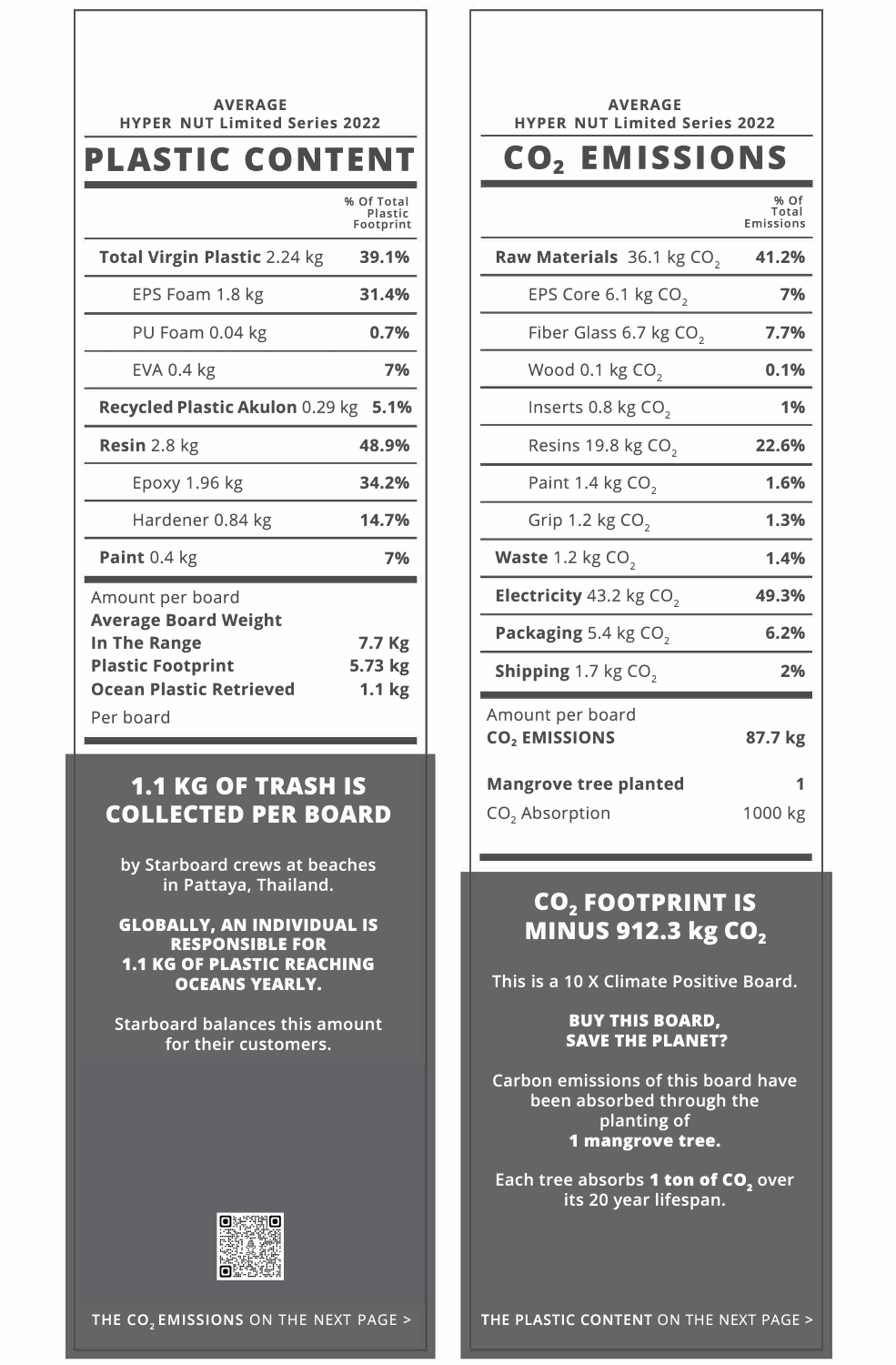AVERAGE
HYPER NUT Limited Series 2022

# PLASTIC CONTENT

| | % Of Total Plastic Footprint |
|---|---|
| **Total Virgin Plastic** 2.24 kg | **39.1%** |
| EPS Foam 1.8 kg | **31.4%** |
| PU Foam 0.04 kg | **0.7%** |
| EVA 0.4 kg | **7%** |
| **Recycled Plastic Akulon** 0.29 kg | **5.1%** |
| **Resin** 2.8 kg | **48.9%** |
| Epoxy 1.96 kg | **34.2%** |
| Hardener 0.84 kg | **14.7%** |
| **Paint** 0.4 kg | **7%** |

Amount per board

| | |
|---|---|
| **Average Board Weight In The Range** | **7.7 Kg** |
| **Plastic Footprint** | **5.73 kg** |
| **Ocean Plastic Retrieved** | **1.1 kg** |

Per board

## 1.1 KG OF TRASH IS COLLECTED PER BOARD

by Starboard crews at beaches in Pattaya, Thailand.

**GLOBALLY, AN INDIVIDUAL IS RESPONSIBLE FOR 1.1 KG OF PLASTIC REACHING OCEANS YEARLY.**

Starboard balances this amount for their customers.

**THE $CO_2$ EMISSIONS** ON THE NEXT PAGE >

AVERAGE
HYPER NUT Limited Series 2022

# $CO_2$ EMISSIONS

| | % Of Total Emissions |
|---|---|
| **Raw Materials** 36.1 kg $CO_2$ | **41.2%** |
| EPS Core 6.1 kg $CO_2$ | **7%** |
| Fiber Glass 6.7 kg $CO_2$ | **7.7%** |
| Wood 0.1 kg $CO_2$ | **0.1%** |
| Inserts 0.8 kg $CO_2$ | **1%** |
| Resins 19.8 kg $CO_2$ | **22.6%** |
| Paint 1.4 kg $CO_2$ | **1.6%** |
| Grip 1.2 kg $CO_2$ | **1.3%** |
| **Waste** 1.2 kg $CO_2$ | **1.4%** |
| **Electricity** 43.2 kg $CO_2$ | **49.3%** |
| **Packaging** 5.4 kg $CO_2$ | **6.2%** |
| **Shipping** 1.7 kg $CO_2$ | **2%** |

Amount per board

| | |
|---|---|
| **$CO_2$ EMISSIONS** | **87.7 kg** |
| **Mangrove tree planted** | **1** |
| $CO_2$ Absorption | 1000 kg |

## $CO_2$ FOOTPRINT IS MINUS 912.3 kg $CO_2$

This is a 10 X Climate Positive Board.

**BUY THIS BOARD, SAVE THE PLANET?**

Carbon emissions of this board have been absorbed through the planting of **1 mangrove tree.**

Each tree absorbs **1 ton of $CO_2$** over its 20 year lifespan.

**THE PLASTIC CONTENT** ON THE NEXT PAGE >